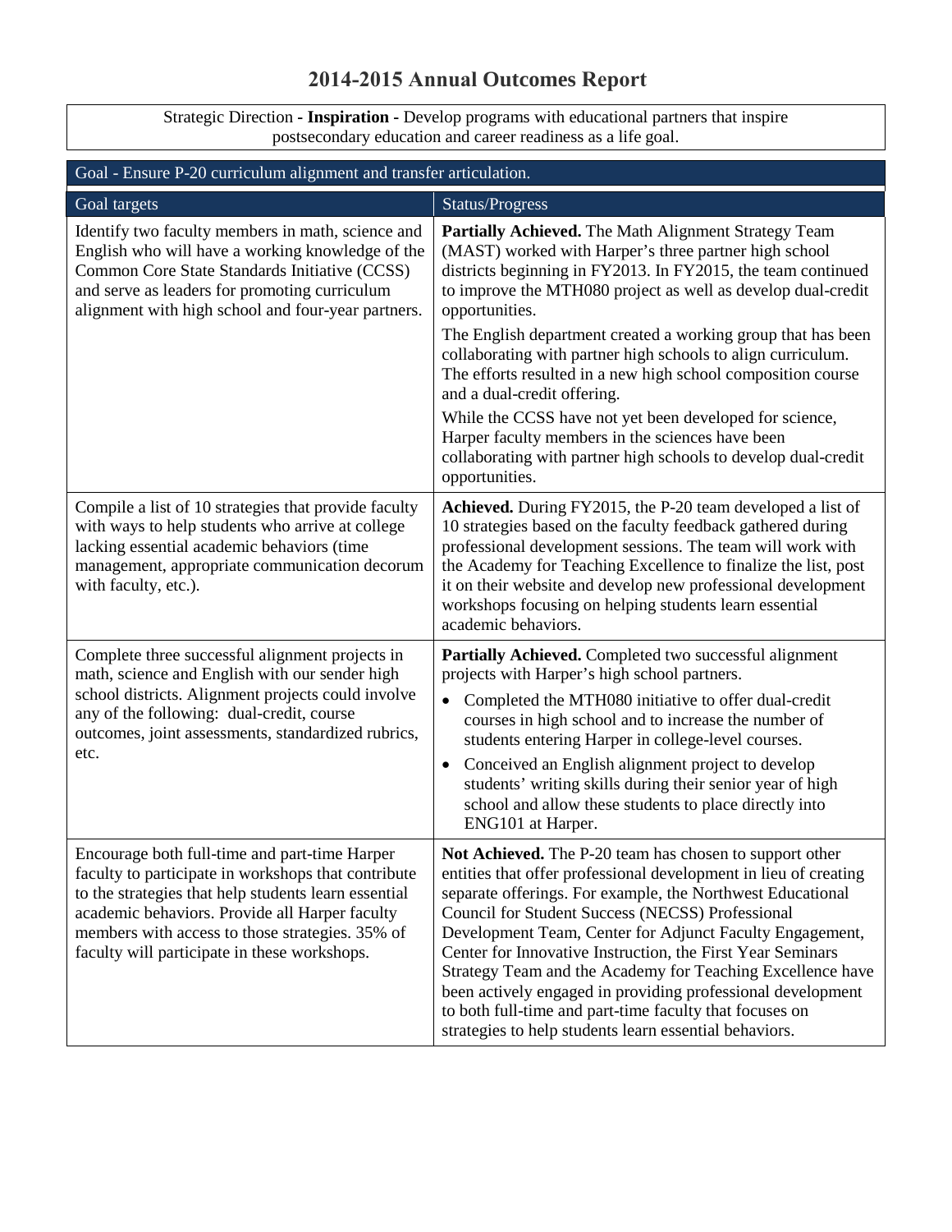# 2014-2015 Annual Outcomes Report

Strategic Direction - **Inspiration -** Develop programs with educational partners that inspire postsecondary education and career readiness as a life goal.

| Goal - Ensure P-20 curriculum alignment and transfer articulation. | |
|---|---|
| Goal targets | Status/Progress |
| Identify two faculty members in math, science and English who will have a working knowledge of the Common Core State Standards Initiative (CCSS) and serve as leaders for promoting curriculum alignment with high school and four-year partners. | **Partially Achieved.** The Math Alignment Strategy Team (MAST) worked with Harper's three partner high school districts beginning in FY2013. In FY2015, the team continued to improve the MTH080 project as well as develop dual-credit opportunities.<br><br>The English department created a working group that has been collaborating with partner high schools to align curriculum. The efforts resulted in a new high school composition course and a dual-credit offering.<br><br>While the CCSS have not yet been developed for science, Harper faculty members in the sciences have been collaborating with partner high schools to develop dual-credit opportunities. |
| Compile a list of 10 strategies that provide faculty with ways to help students who arrive at college lacking essential academic behaviors (time management, appropriate communication decorum with faculty, etc.). | **Achieved.** During FY2015, the P-20 team developed a list of 10 strategies based on the faculty feedback gathered during professional development sessions. The team will work with the Academy for Teaching Excellence to finalize the list, post it on their website and develop new professional development workshops focusing on helping students learn essential academic behaviors. |
| Complete three successful alignment projects in math, science and English with our sender high school districts. Alignment projects could involve any of the following: dual-credit, course outcomes, joint assessments, standardized rubrics, etc. | **Partially Achieved.** Completed two successful alignment projects with Harper's high school partners.<br>• Completed the MTH080 initiative to offer dual-credit courses in high school and to increase the number of students entering Harper in college-level courses.<br>• Conceived an English alignment project to develop students' writing skills during their senior year of high school and allow these students to place directly into ENG101 at Harper. |
| Encourage both full-time and part-time Harper faculty to participate in workshops that contribute to the strategies that help students learn essential academic behaviors. Provide all Harper faculty members with access to those strategies. 35% of faculty will participate in these workshops. | **Not Achieved.** The P-20 team has chosen to support other entities that offer professional development in lieu of creating separate offerings. For example, the Northwest Educational Council for Student Success (NECSS) Professional Development Team, Center for Adjunct Faculty Engagement, Center for Innovative Instruction, the First Year Seminars Strategy Team and the Academy for Teaching Excellence have been actively engaged in providing professional development to both full-time and part-time faculty that focuses on strategies to help students learn essential behaviors. |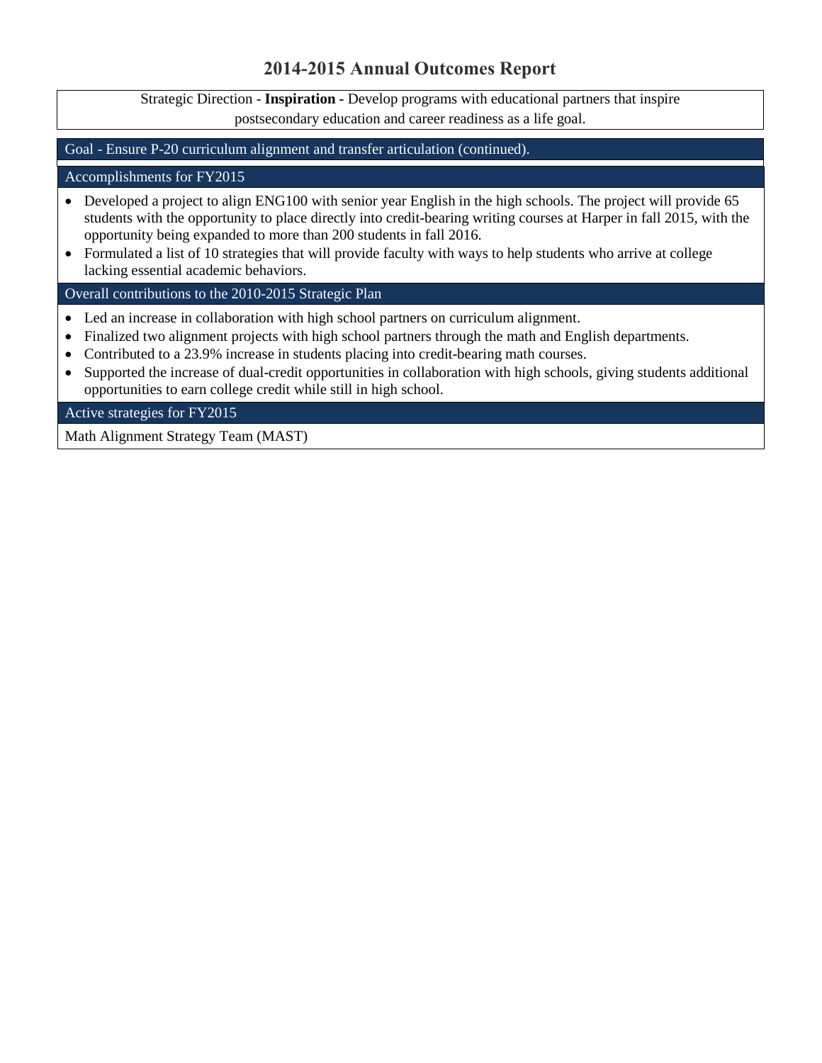# 2014-2015 Annual Outcomes Report

Strategic Direction - **Inspiration -** Develop programs with educational partners that inspire postsecondary education and career readiness as a life goal.

## Goal - Ensure P-20 curriculum alignment and transfer articulation (continued).

### Accomplishments for FY2015

- Developed a project to align ENG100 with senior year English in the high schools. The project will provide 65 students with the opportunity to place directly into credit-bearing writing courses at Harper in fall 2015, with the opportunity being expanded to more than 200 students in fall 2016.
- Formulated a list of 10 strategies that will provide faculty with ways to help students who arrive at college lacking essential academic behaviors.

### Overall contributions to the 2010-2015 Strategic Plan

- Led an increase in collaboration with high school partners on curriculum alignment.
- Finalized two alignment projects with high school partners through the math and English departments.
- Contributed to a 23.9% increase in students placing into credit-bearing math courses.
- Supported the increase of dual-credit opportunities in collaboration with high schools, giving students additional opportunities to earn college credit while still in high school.

### Active strategies for FY2015

Math Alignment Strategy Team (MAST)